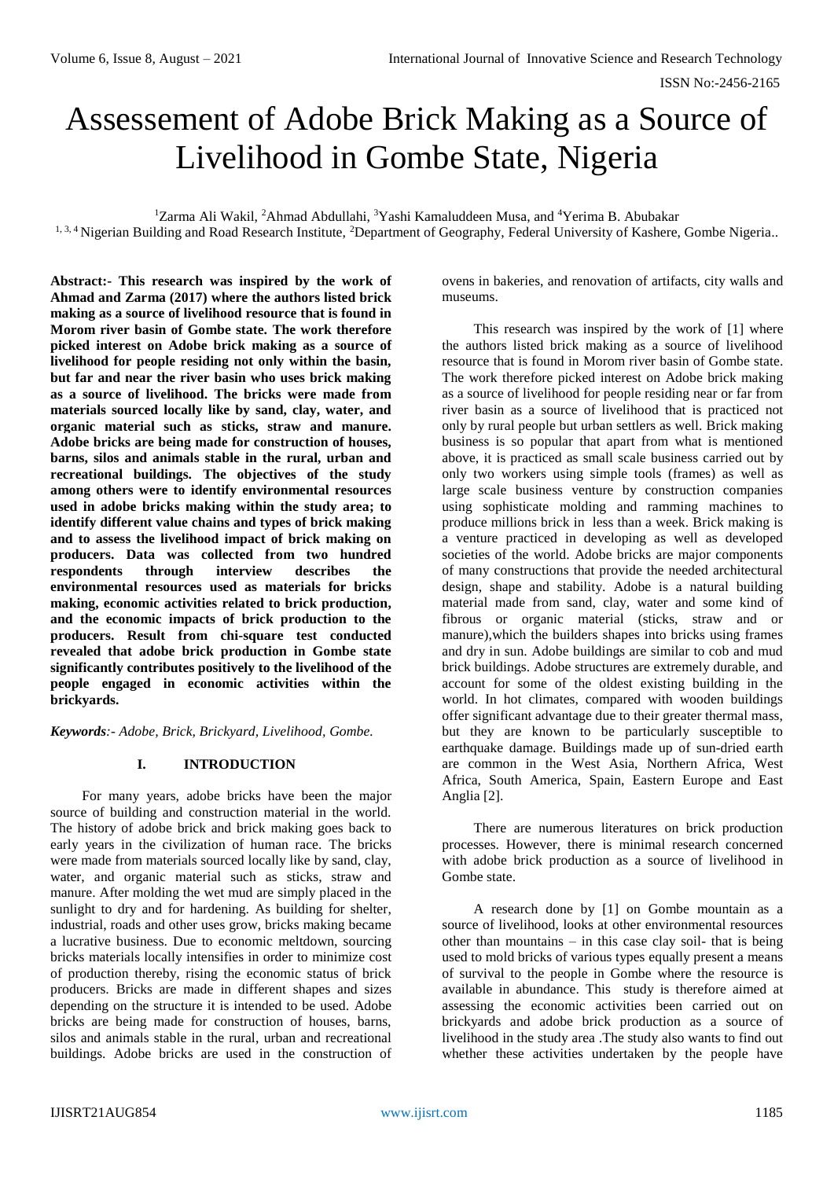# Assessement of Adobe Brick Making as a Source of Livelihood in Gombe State, Nigeria

[1]Zarma Ali Wakil, [2]Ahmad Abdullahi, [3]Yashi Kamaluddeen Musa, and [4]Yerima B. Abubakar

[1, 3, 4] Nigerian Building and Road Research Institute, [2]Department of Geography, Federal University of Kashere, Gombe Nigeria..

**Abstract:- This research was inspired by the work of Ahmad and Zarma (2017) where the authors listed brick making as a source of livelihood resource that is found in Morom river basin of Gombe state. The work therefore picked interest on Adobe brick making as a source of livelihood for people residing not only within the basin, but far and near the river basin who uses brick making as a source of livelihood. The bricks were made from materials sourced locally like by sand, clay, water, and organic material such as sticks, straw and manure. Adobe bricks are being made for construction of houses, barns, silos and animals stable in the rural, urban and recreational buildings. The objectives of the study among others were to identify environmental resources used in adobe bricks making within the study area; to identify different value chains and types of brick making and to assess the livelihood impact of brick making on producers. Data was collected from two hundred respondents through interview describes the environmental resources used as materials for bricks making, economic activities related to brick production, and the economic impacts of brick production to the producers. Result from chi-square test conducted revealed that adobe brick production in Gombe state significantly contributes positively to the livelihood of the people engaged in economic activities within the brickyards.**

***Keywords**:- Adobe, Brick, Brickyard, Livelihood, Gombe.*

## I. INTRODUCTION

For many years, adobe bricks have been the major source of building and construction material in the world. The history of adobe brick and brick making goes back to early years in the civilization of human race. The bricks were made from materials sourced locally like by sand, clay, water, and organic material such as sticks, straw and manure. After molding the wet mud are simply placed in the sunlight to dry and for hardening. As building for shelter, industrial, roads and other uses grow, bricks making became a lucrative business. Due to economic meltdown, sourcing bricks materials locally intensifies in order to minimize cost of production thereby, rising the economic status of brick producers. Bricks are made in different shapes and sizes depending on the structure it is intended to be used. Adobe bricks are being made for construction of houses, barns, silos and animals stable in the rural, urban and recreational buildings. Adobe bricks are used in the construction of ovens in bakeries, and renovation of artifacts, city walls and museums.

This research was inspired by the work of [1] where the authors listed brick making as a source of livelihood resource that is found in Morom river basin of Gombe state. The work therefore picked interest on Adobe brick making as a source of livelihood for people residing near or far from river basin as a source of livelihood that is practiced not only by rural people but urban settlers as well. Brick making business is so popular that apart from what is mentioned above, it is practiced as small scale business carried out by only two workers using simple tools (frames) as well as large scale business venture by construction companies using sophisticate molding and ramming machines to produce millions brick in less than a week. Brick making is a venture practiced in developing as well as developed societies of the world. Adobe bricks are major components of many constructions that provide the needed architectural design, shape and stability. Adobe is a natural building material made from sand, clay, water and some kind of fibrous or organic material (sticks, straw and or manure),which the builders shapes into bricks using frames and dry in sun. Adobe buildings are similar to cob and mud brick buildings. Adobe structures are extremely durable, and account for some of the oldest existing building in the world. In hot climates, compared with wooden buildings offer significant advantage due to their greater thermal mass, but they are known to be particularly susceptible to earthquake damage. Buildings made up of sun-dried earth are common in the West Asia, Northern Africa, West Africa, South America, Spain, Eastern Europe and East Anglia [2].

There are numerous literatures on brick production processes. However, there is minimal research concerned with adobe brick production as a source of livelihood in Gombe state.

A research done by [1] on Gombe mountain as a source of livelihood, looks at other environmental resources other than mountains – in this case clay soil- that is being used to mold bricks of various types equally present a means of survival to the people in Gombe where the resource is available in abundance. This study is therefore aimed at assessing the economic activities been carried out on brickyards and adobe brick production as a source of livelihood in the study area .The study also wants to find out whether these activities undertaken by the people have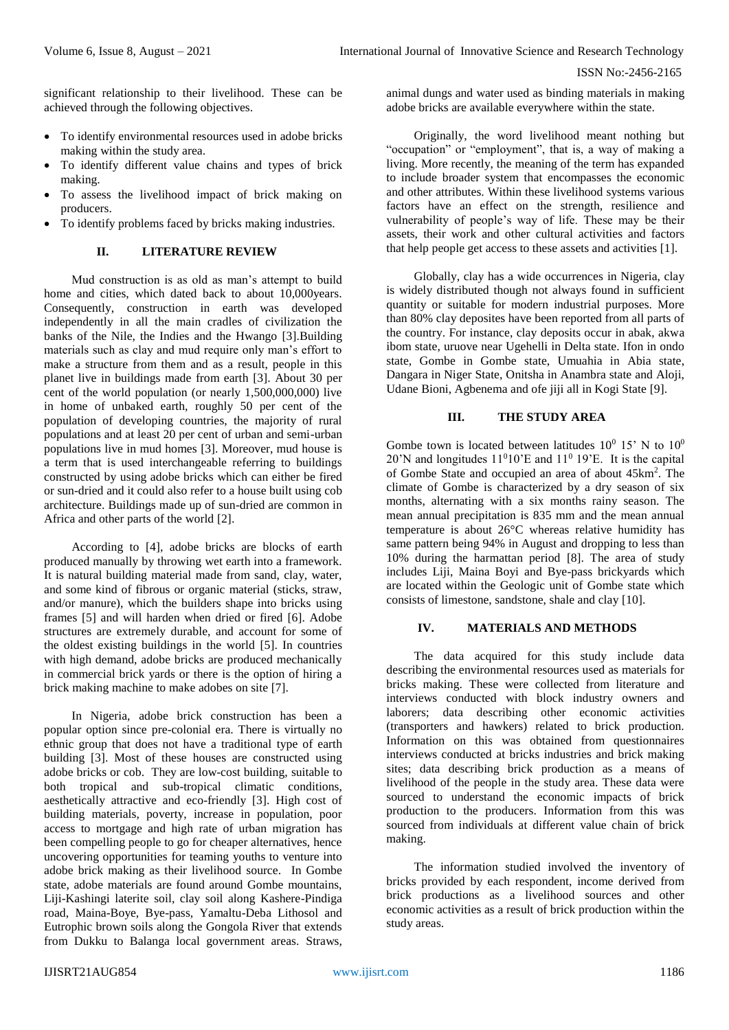significant relationship to their livelihood. These can be achieved through the following objectives.

- To identify environmental resources used in adobe bricks making within the study area.
- To identify different value chains and types of brick making.
- To assess the livelihood impact of brick making on producers.
- To identify problems faced by bricks making industries.

## II. LITERATURE REVIEW

Mud construction is as old as man's attempt to build home and cities, which dated back to about 10,000years. Consequently, construction in earth was developed independently in all the main cradles of civilization the banks of the Nile, the Indies and the Hwango [3].Building materials such as clay and mud require only man's effort to make a structure from them and as a result, people in this planet live in buildings made from earth [3]. About 30 per cent of the world population (or nearly 1,500,000,000) live in home of unbaked earth, roughly 50 per cent of the population of developing countries, the majority of rural populations and at least 20 per cent of urban and semi-urban populations live in mud homes [3]. Moreover, mud house is a term that is used interchangeable referring to buildings constructed by using adobe bricks which can either be fired or sun-dried and it could also refer to a house built using cob architecture. Buildings made up of sun-dried are common in Africa and other parts of the world [2].

According to [4], adobe bricks are blocks of earth produced manually by throwing wet earth into a framework. It is natural building material made from sand, clay, water, and some kind of fibrous or organic material (sticks, straw, and/or manure), which the builders shape into bricks using frames [5] and will harden when dried or fired [6]. Adobe structures are extremely durable, and account for some of the oldest existing buildings in the world [5]. In countries with high demand, adobe bricks are produced mechanically in commercial brick yards or there is the option of hiring a brick making machine to make adobes on site [7].

In Nigeria, adobe brick construction has been a popular option since pre-colonial era. There is virtually no ethnic group that does not have a traditional type of earth building [3]. Most of these houses are constructed using adobe bricks or cob. They are low-cost building, suitable to both tropical and sub-tropical climatic conditions, aesthetically attractive and eco-friendly [3]. High cost of building materials, poverty, increase in population, poor access to mortgage and high rate of urban migration has been compelling people to go for cheaper alternatives, hence uncovering opportunities for teaming youths to venture into adobe brick making as their livelihood source. In Gombe state, adobe materials are found around Gombe mountains, Liji-Kashingi laterite soil, clay soil along Kashere-Pindiga road, Maina-Boye, Bye-pass, Yamaltu-Deba Lithosol and Eutrophic brown soils along the Gongola River that extends from Dukku to Balanga local government areas. Straws, animal dungs and water used as binding materials in making adobe bricks are available everywhere within the state.

Originally, the word livelihood meant nothing but "occupation" or "employment", that is, a way of making a living. More recently, the meaning of the term has expanded to include broader system that encompasses the economic and other attributes. Within these livelihood systems various factors have an effect on the strength, resilience and vulnerability of people's way of life. These may be their assets, their work and other cultural activities and factors that help people get access to these assets and activities [1].

Globally, clay has a wide occurrences in Nigeria, clay is widely distributed though not always found in sufficient quantity or suitable for modern industrial purposes. More than 80% clay deposites have been reported from all parts of the country. For instance, clay deposits occur in abak, akwa ibom state, uruove near Ugehelli in Delta state. Ifon in ondo state, Gombe in Gombe state, Umuahia in Abia state, Dangara in Niger State, Onitsha in Anambra state and Aloji, Udane Bioni, Agbenema and ofe jiji all in Kogi State [9].

## III. THE STUDY AREA

Gombe town is located between latitudes $10^0$ 15' N to $10^0$ 20'N and longitudes $11^0$10'E and $11^0$ 19'E. It is the capital of Gombe State and occupied an area of about 45km$^2$. The climate of Gombe is characterized by a dry season of six months, alternating with a six months rainy season. The mean annual precipitation is 835 mm and the mean annual temperature is about 26°C whereas relative humidity has same pattern being 94% in August and dropping to less than 10% during the harmattan period [8]. The area of study includes Liji, Maina Boyi and Bye-pass brickyards which are located within the Geologic unit of Gombe state which consists of limestone, sandstone, shale and clay [10].

## IV. MATERIALS AND METHODS

The data acquired for this study include data describing the environmental resources used as materials for bricks making. These were collected from literature and interviews conducted with block industry owners and laborers; data describing other economic activities (transporters and hawkers) related to brick production. Information on this was obtained from questionnaires interviews conducted at bricks industries and brick making sites; data describing brick production as a means of livelihood of the people in the study area. These data were sourced to understand the economic impacts of brick production to the producers. Information from this was sourced from individuals at different value chain of brick making.

The information studied involved the inventory of bricks provided by each respondent, income derived from brick productions as a livelihood sources and other economic activities as a result of brick production within the study areas.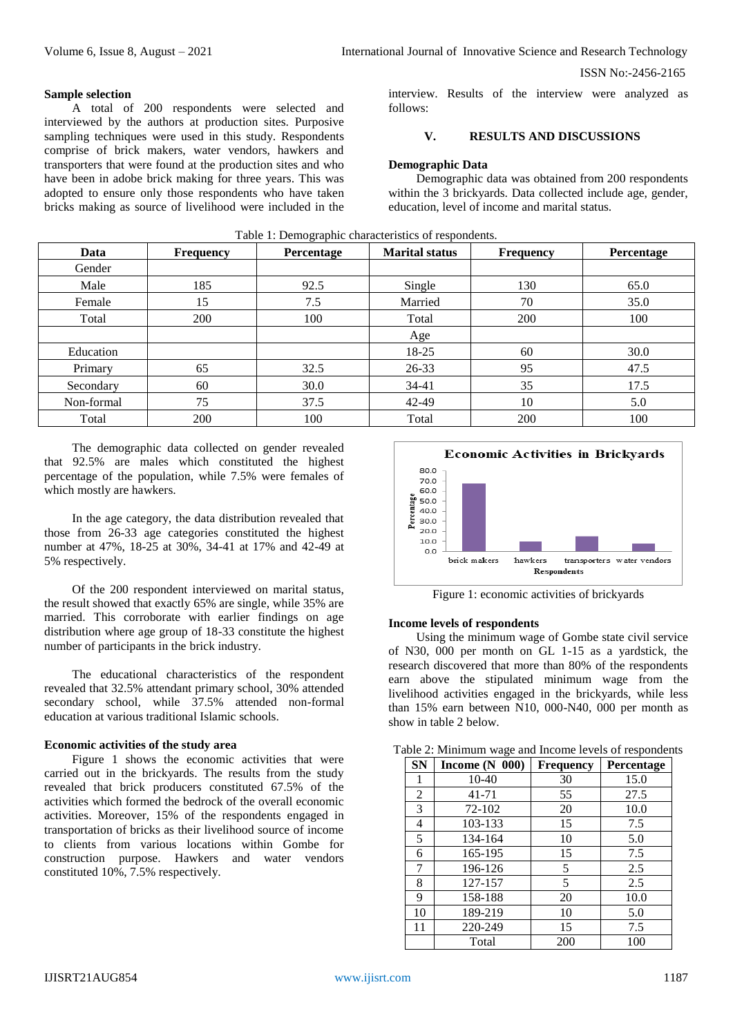**Sample selection**

A total of 200 respondents were selected and interviewed by the authors at production sites. Purposive sampling techniques were used in this study. Respondents comprise of brick makers, water vendors, hawkers and transporters that were found at the production sites and who have been in adobe brick making for three years. This was adopted to ensure only those respondents who have taken bricks making as source of livelihood were included in the interview. Results of the interview were analyzed as follows:

## V. RESULTS AND DISCUSSIONS

**Demographic Data**

Demographic data was obtained from 200 respondents within the 3 brickyards. Data collected include age, gender, education, level of income and marital status.

Table 1: Demographic characteristics of respondents.

| Data | Frequency | Percentage | Marital status | Frequency | Percentage |
|---|---|---|---|---|---|
| Gender | | | | | |
| Male | 185 | 92.5 | Single | 130 | 65.0 |
| Female | 15 | 7.5 | Married | 70 | 35.0 |
| Total | 200 | 100 | Total | 200 | 100 |
| | | | Age | | |
| Education | | | 18-25 | 60 | 30.0 |
| Primary | 65 | 32.5 | 26-33 | 95 | 47.5 |
| Secondary | 60 | 30.0 | 34-41 | 35 | 17.5 |
| Non-formal | 75 | 37.5 | 42-49 | 10 | 5.0 |
| Total | 200 | 100 | Total | 200 | 100 |

The demographic data collected on gender revealed that 92.5% are males which constituted the highest percentage of the population, while 7.5% were females of which mostly are hawkers.

In the age category, the data distribution revealed that those from 26-33 age categories constituted the highest number at 47%, 18-25 at 30%, 34-41 at 17% and 42-49 at 5% respectively.

Of the 200 respondent interviewed on marital status, the result showed that exactly 65% are single, while 35% are married. This corroborate with earlier findings on age distribution where age group of 18-33 constitute the highest number of participants in the brick industry.

The educational characteristics of the respondent revealed that 32.5% attendant primary school, 30% attended secondary school, while 37.5% attended non-formal education at various traditional Islamic schools.

**Economic activities of the study area**

Figure 1 shows the economic activities that were carried out in the brickyards. The results from the study revealed that brick producers constituted 67.5% of the activities which formed the bedrock of the overall economic activities. Moreover, 15% of the respondents engaged in transportation of bricks as their livelihood source of income to clients from various locations within Gombe for construction purpose. Hawkers and water vendors constituted 10%, 7.5% respectively.

Figure 1: economic activities of brickyards

**Income levels of respondents**

Using the minimum wage of Gombe state civil service of N30, 000 per month on GL 1-15 as a yardstick, the research discovered that more than 80% of the respondents earn above the stipulated minimum wage from the livelihood activities engaged in the brickyards, while less than 15% earn between N10, 000-N40, 000 per month as show in table 2 below.

Table 2: Minimum wage and Income levels of respondents

| SN | Income (N 000) | Frequency | Percentage |
|---|---|---|---|
| 1 | 10-40 | 30 | 15.0 |
| 2 | 41-71 | 55 | 27.5 |
| 3 | 72-102 | 20 | 10.0 |
| 4 | 103-133 | 15 | 7.5 |
| 5 | 134-164 | 10 | 5.0 |
| 6 | 165-195 | 15 | 7.5 |
| 7 | 196-126 | 5 | 2.5 |
| 8 | 127-157 | 5 | 2.5 |
| 9 | 158-188 | 20 | 10.0 |
| 10 | 189-219 | 10 | 5.0 |
| 11 | 220-249 | 15 | 7.5 |
| | Total | 200 | 100 |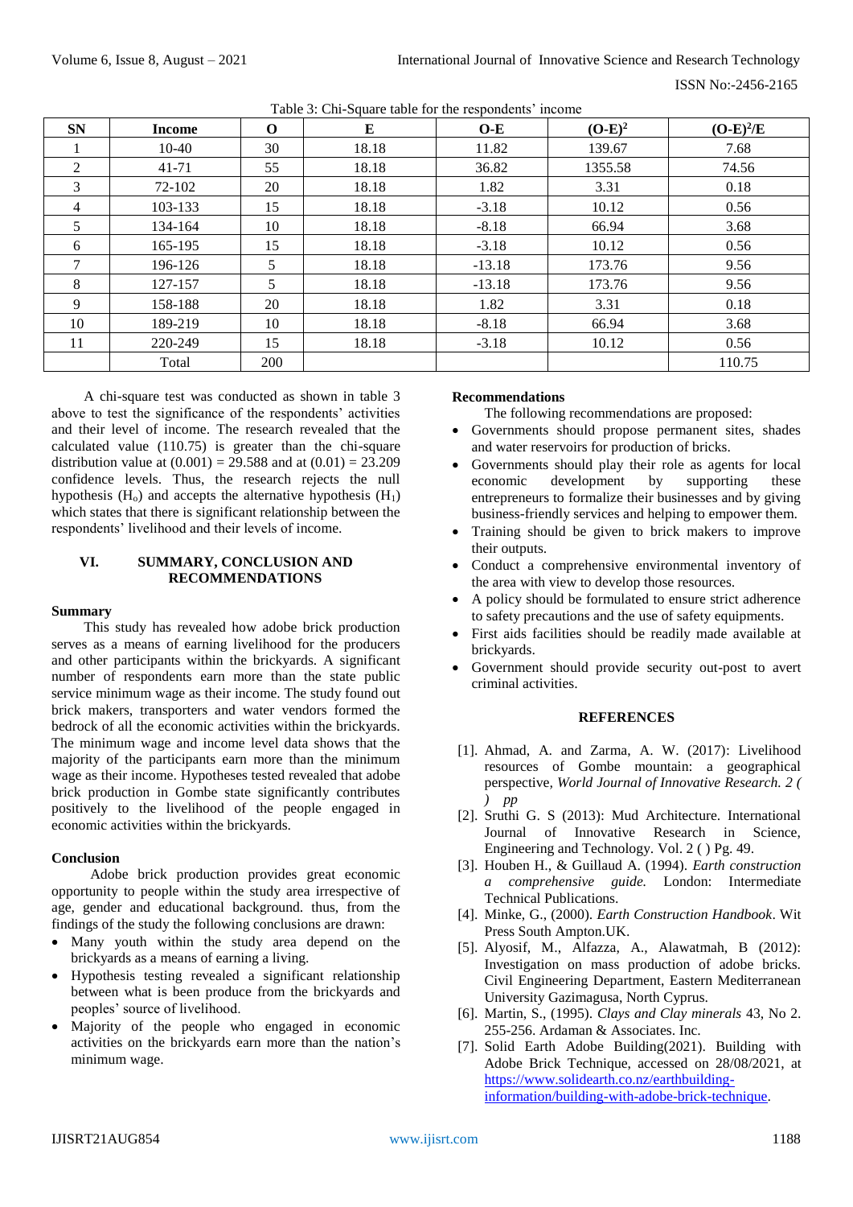Table 3: Chi-Square table for the respondents' income

| SN | Income | O | E | O-E | $(O-E)^2$ | $(O-E)^2/E$ |
|---|---|---|---|---|---|---|
| 1 | 10-40 | 30 | 18.18 | 11.82 | 139.67 | 7.68 |
| 2 | 41-71 | 55 | 18.18 | 36.82 | 1355.58 | 74.56 |
| 3 | 72-102 | 20 | 18.18 | 1.82 | 3.31 | 0.18 |
| 4 | 103-133 | 15 | 18.18 | -3.18 | 10.12 | 0.56 |
| 5 | 134-164 | 10 | 18.18 | -8.18 | 66.94 | 3.68 |
| 6 | 165-195 | 15 | 18.18 | -3.18 | 10.12 | 0.56 |
| 7 | 196-126 | 5 | 18.18 | -13.18 | 173.76 | 9.56 |
| 8 | 127-157 | 5 | 18.18 | -13.18 | 173.76 | 9.56 |
| 9 | 158-188 | 20 | 18.18 | 1.82 | 3.31 | 0.18 |
| 10 | 189-219 | 10 | 18.18 | -8.18 | 66.94 | 3.68 |
| 11 | 220-249 | 15 | 18.18 | -3.18 | 10.12 | 0.56 |
| | Total | 200 | | | | 110.75 |

A chi-square test was conducted as shown in table 3 above to test the significance of the respondents' activities and their level of income. The research revealed that the calculated value (110.75) is greater than the chi-square distribution value at (0.001) = 29.588 and at (0.01) = 23.209 confidence levels. Thus, the research rejects the null hypothesis ($H_o$) and accepts the alternative hypothesis ($H_1$) which states that there is significant relationship between the respondents' livelihood and their levels of income.

## VI. SUMMARY, CONCLUSION AND RECOMMENDATIONS

### Summary

This study has revealed how adobe brick production serves as a means of earning livelihood for the producers and other participants within the brickyards. A significant number of respondents earn more than the state public service minimum wage as their income. The study found out brick makers, transporters and water vendors formed the bedrock of all the economic activities within the brickyards. The minimum wage and income level data shows that the majority of the participants earn more than the minimum wage as their income. Hypotheses tested revealed that adobe brick production in Gombe state significantly contributes positively to the livelihood of the people engaged in economic activities within the brickyards.

### Conclusion

Adobe brick production provides great economic opportunity to people within the study area irrespective of age, gender and educational background. thus, from the findings of the study the following conclusions are drawn:

- Many youth within the study area depend on the brickyards as a means of earning a living.
- Hypothesis testing revealed a significant relationship between what is been produce from the brickyards and peoples' source of livelihood.
- Majority of the people who engaged in economic activities on the brickyards earn more than the nation's minimum wage.

### Recommendations

The following recommendations are proposed:

- Governments should propose permanent sites, shades and water reservoirs for production of bricks.
- Governments should play their role as agents for local economic development by supporting these entrepreneurs to formalize their businesses and by giving business-friendly services and helping to empower them.
- Training should be given to brick makers to improve their outputs.
- Conduct a comprehensive environmental inventory of the area with view to develop those resources.
- A policy should be formulated to ensure strict adherence to safety precautions and the use of safety equipments.
- First aids facilities should be readily made available at brickyards.
- Government should provide security out-post to avert criminal activities.

## REFERENCES

[1]. Ahmad, A. and Zarma, A. W. (2017): Livelihood resources of Gombe mountain: a geographical perspective, *World Journal of Innovative Research. 2 ( ) pp*

[2]. Sruthi G. S (2013): Mud Architecture. International Journal of Innovative Research in Science, Engineering and Technology. Vol. 2 ( ) Pg. 49.

[3]. Houben H., & Guillaud A. (1994). *Earth construction a comprehensive guide.* London: Intermediate Technical Publications.

[4]. Minke, G., (2000). *Earth Construction Handbook*. Wit Press South Ampton.UK.

[5]. Alyosif, M., Alfazza, A., Alawatmah, B (2012): Investigation on mass production of adobe bricks. Civil Engineering Department, Eastern Mediterranean University Gazimagusa, North Cyprus.

[6]. Martin, S., (1995). *Clays and Clay minerals* 43, No 2. 255-256. Ardaman & Associates. Inc.

[7]. Solid Earth Adobe Building(2021). Building with Adobe Brick Technique, accessed on 28/08/2021, at https://www.solidearth.co.nz/earthbuilding-information/building-with-adobe-brick-technique.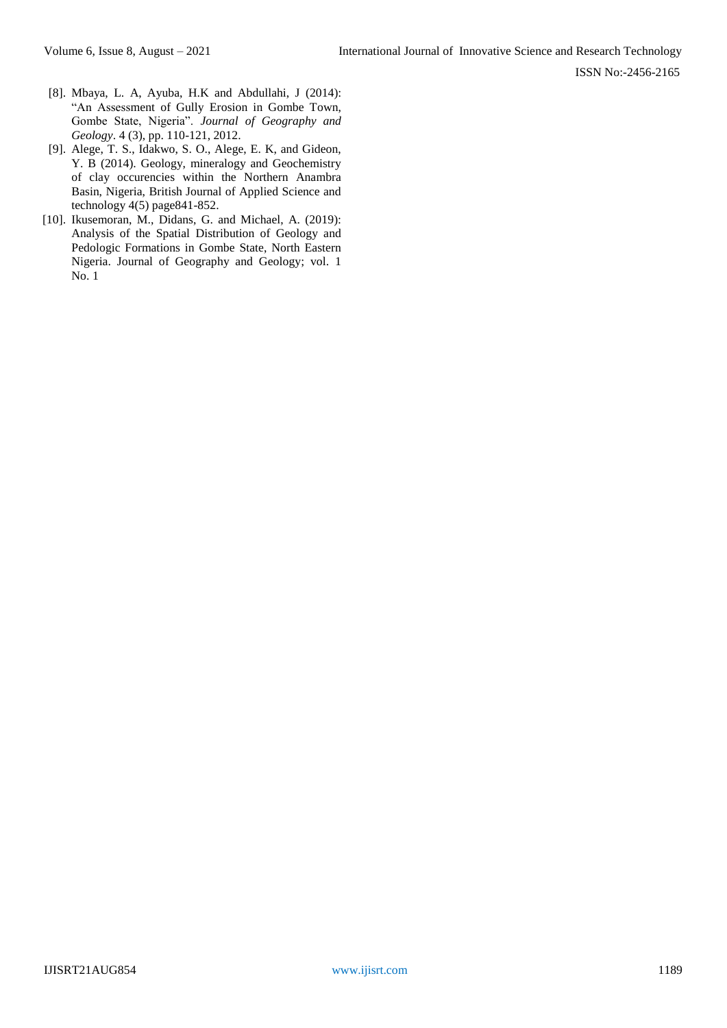[8]. Mbaya, L. A, Ayuba, H.K and Abdullahi, J (2014): "An Assessment of Gully Erosion in Gombe Town, Gombe State, Nigeria". *Journal of Geography and Geology*. 4 (3), pp. 110-121, 2012.

[9]. Alege, T. S., Idakwo, S. O., Alege, E. K, and Gideon, Y. B (2014). Geology, mineralogy and Geochemistry of clay occurencies within the Northern Anambra Basin, Nigeria, British Journal of Applied Science and technology 4(5) page841-852.

[10]. Ikusemoran, M., Didans, G. and Michael, A. (2019): Analysis of the Spatial Distribution of Geology and Pedologic Formations in Gombe State, North Eastern Nigeria. Journal of Geography and Geology; vol. 1 No. 1